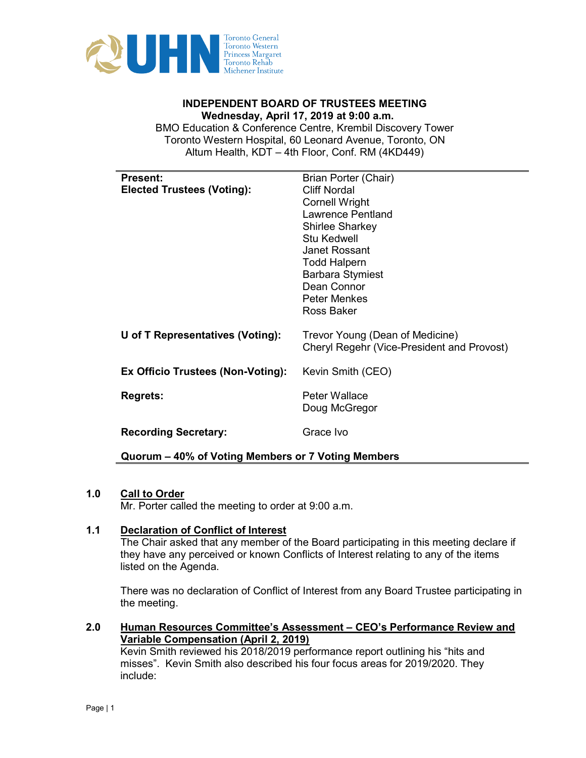**INDEPENDENT BOARD OF TRUSTEES MEETING**
**Wednesday, April 17, 2019 at 9:00 a.m.**
BMO Education & Conference Centre, Krembil Discovery Tower
Toronto Western Hospital, 60 Leonard Avenue, Toronto, ON
Altum Health, KDT – 4th Floor, Conf. RM (4KD449)

| | |
|---|---|
| **Present:** | Brian Porter (Chair) |
| **Elected Trustees (Voting):** | Cliff Nordal<br>Cornell Wright<br>Lawrence Pentland<br>Shirlee Sharkey<br>Stu Kedwell<br>Janet Rossant<br>Todd Halpern<br>Barbara Stymiest<br>Dean Connor<br>Peter Menkes<br>Ross Baker |
| **U of T Representatives (Voting):** | Trevor Young (Dean of Medicine)<br>Cheryl Regehr (Vice-President and Provost) |
| **Ex Officio Trustees (Non-Voting):** | Kevin Smith (CEO) |
| **Regrets:** | Peter Wallace<br>Doug McGregor |
| **Recording Secretary:** | Grace Ivo |

**Quorum – 40% of Voting Members or 7 Voting Members**

## 1.0 Call to Order

Mr. Porter called the meeting to order at 9:00 a.m.

## 1.1 Declaration of Conflict of Interest

The Chair asked that any member of the Board participating in this meeting declare if they have any perceived or known Conflicts of Interest relating to any of the items listed on the Agenda.

There was no declaration of Conflict of Interest from any Board Trustee participating in the meeting.

## 2.0 Human Resources Committee's Assessment – CEO's Performance Review and Variable Compensation (April 2, 2019)

Kevin Smith reviewed his 2018/2019 performance report outlining his "hits and misses". Kevin Smith also described his four focus areas for 2019/2020. They include: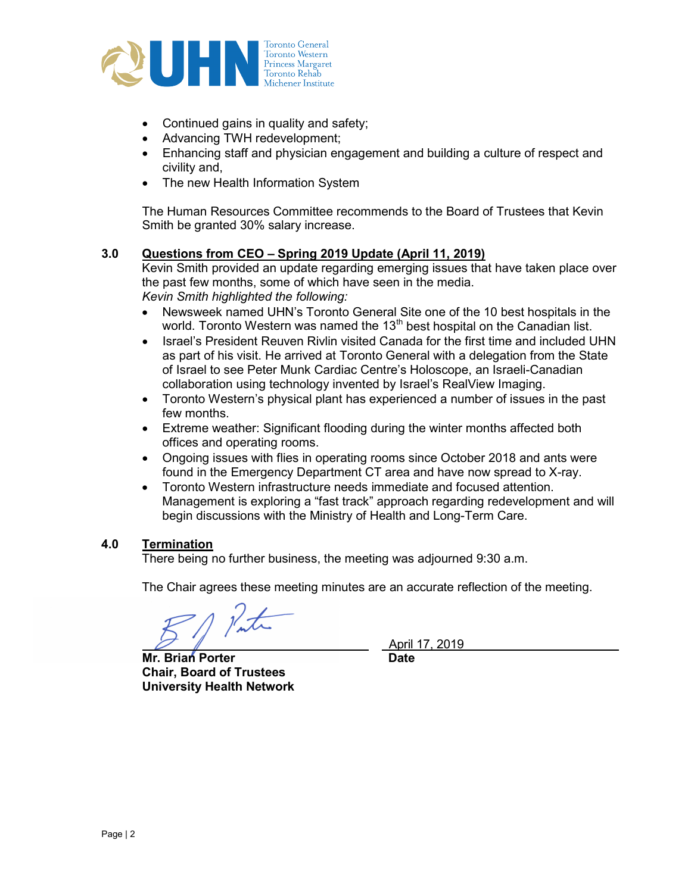- Continued gains in quality and safety;
- Advancing TWH redevelopment;
- Enhancing staff and physician engagement and building a culture of respect and civility and,
- The new Health Information System

The Human Resources Committee recommends to the Board of Trustees that Kevin Smith be granted 30% salary increase.

## 3.0 Questions from CEO – Spring 2019 Update (April 11, 2019)

Kevin Smith provided an update regarding emerging issues that have taken place over the past few months, some of which have seen in the media.

*Kevin Smith highlighted the following:*

- Newsweek named UHN's Toronto General Site one of the 10 best hospitals in the world. Toronto Western was named the 13th best hospital on the Canadian list.
- Israel's President Reuven Rivlin visited Canada for the first time and included UHN as part of his visit. He arrived at Toronto General with a delegation from the State of Israel to see Peter Munk Cardiac Centre's Holoscope, an Israeli-Canadian collaboration using technology invented by Israel's RealView Imaging.
- Toronto Western's physical plant has experienced a number of issues in the past few months.
- Extreme weather: Significant flooding during the winter months affected both offices and operating rooms.
- Ongoing issues with flies in operating rooms since October 2018 and ants were found in the Emergency Department CT area and have now spread to X-ray.
- Toronto Western infrastructure needs immediate and focused attention. Management is exploring a "fast track" approach regarding redevelopment and will begin discussions with the Ministry of Health and Long-Term Care.

## 4.0 Termination

There being no further business, the meeting was adjourned 9:30 a.m.

The Chair agrees these meeting minutes are an accurate reflection of the meeting.

**Mr. Brian Porter**
**Chair, Board of Trustees**
**University Health Network**

April 17, 2019
**Date**